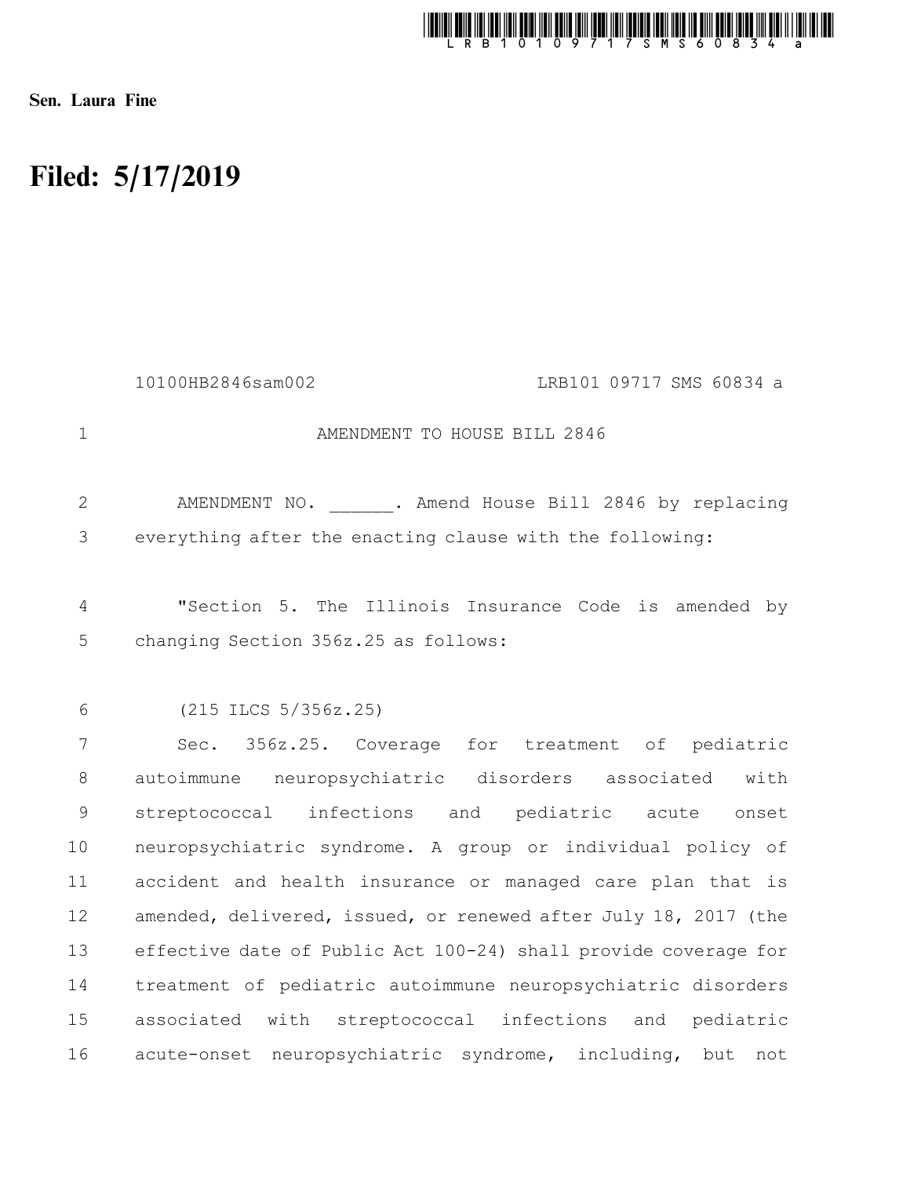Sen. Laura Fine

# Filed: 5/17/2019

10100HB2846sam002 LRB101 09717 SMS 60834 a

AMENDMENT TO HOUSE BILL 2846

AMENDMENT NO. ______. Amend House Bill 2846 by replacing everything after the enacting clause with the following:

"Section 5. The Illinois Insurance Code is amended by changing Section 356z.25 as follows:

(215 ILCS 5/356z.25)

Sec. 356z.25. Coverage for treatment of pediatric autoimmune neuropsychiatric disorders associated with streptococcal infections and pediatric acute onset neuropsychiatric syndrome. A group or individual policy of accident and health insurance or managed care plan that is amended, delivered, issued, or renewed after July 18, 2017 (the effective date of Public Act 100-24) shall provide coverage for treatment of pediatric autoimmune neuropsychiatric disorders associated with streptococcal infections and pediatric acute-onset neuropsychiatric syndrome, including, but not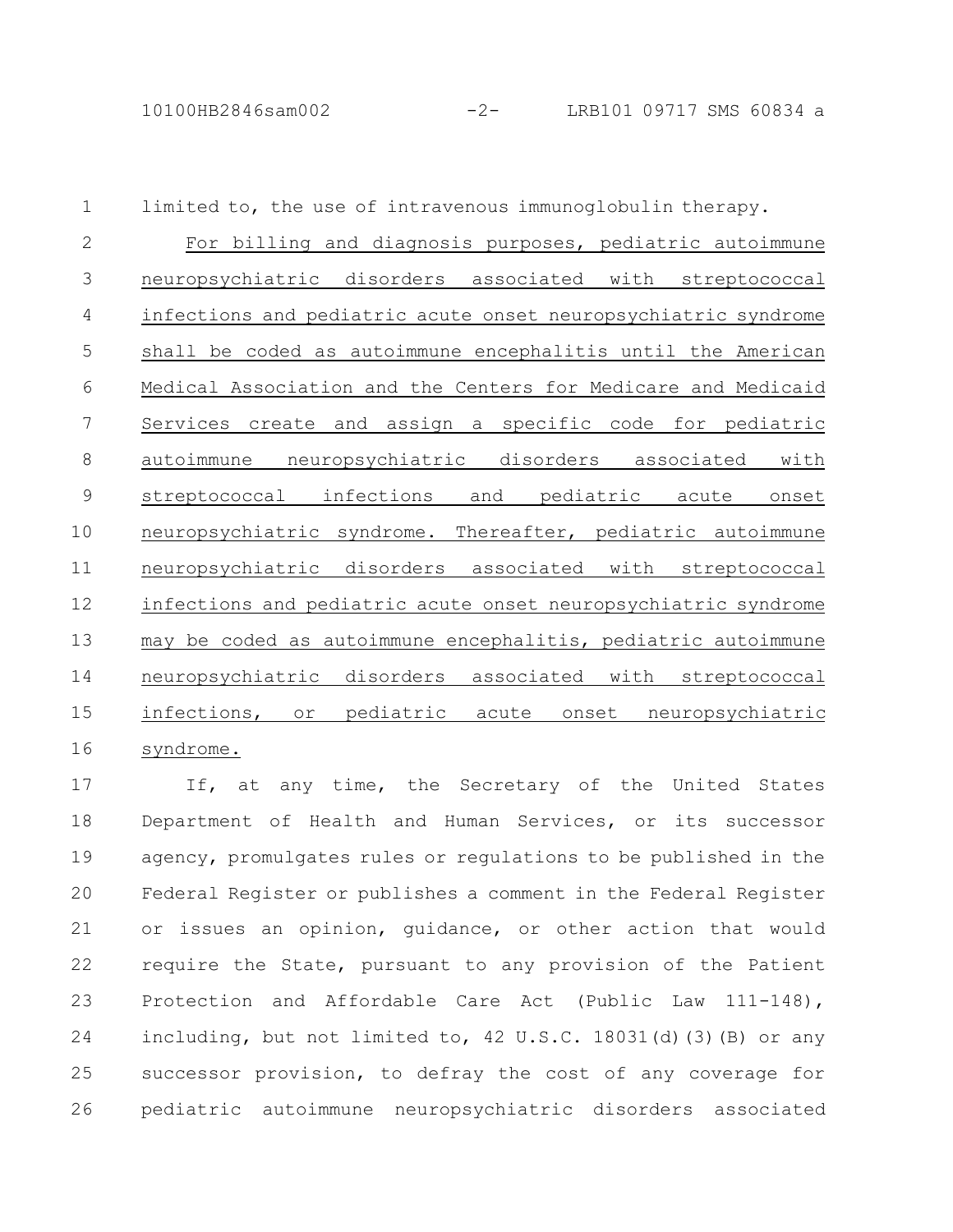limited to, the use of intravenous immunoglobulin therapy.

For billing and diagnosis purposes, pediatric autoimmune neuropsychiatric disorders associated with streptococcal infections and pediatric acute onset neuropsychiatric syndrome shall be coded as autoimmune encephalitis until the American Medical Association and the Centers for Medicare and Medicaid Services create and assign a specific code for pediatric autoimmune neuropsychiatric disorders associated with streptococcal infections and pediatric acute onset neuropsychiatric syndrome. Thereafter, pediatric autoimmune neuropsychiatric disorders associated with streptococcal infections and pediatric acute onset neuropsychiatric syndrome may be coded as autoimmune encephalitis, pediatric autoimmune neuropsychiatric disorders associated with streptococcal infections, or pediatric acute onset neuropsychiatric syndrome.

If, at any time, the Secretary of the United States Department of Health and Human Services, or its successor agency, promulgates rules or regulations to be published in the Federal Register or publishes a comment in the Federal Register or issues an opinion, guidance, or other action that would require the State, pursuant to any provision of the Patient Protection and Affordable Care Act (Public Law 111-148), including, but not limited to, 42 U.S.C. 18031(d)(3)(B) or any successor provision, to defray the cost of any coverage for pediatric autoimmune neuropsychiatric disorders associated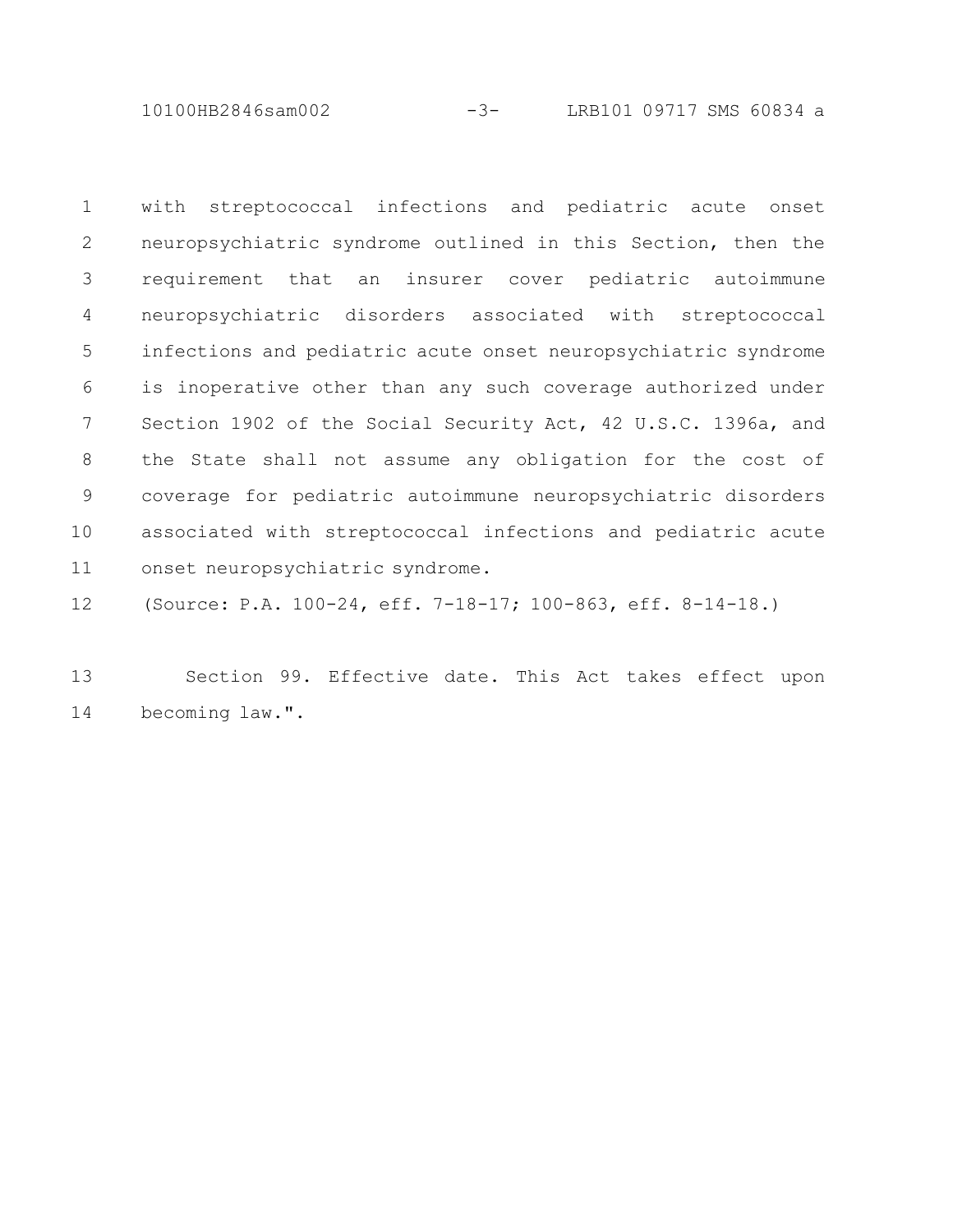with streptococcal infections and pediatric acute onset neuropsychiatric syndrome outlined in this Section, then the requirement that an insurer cover pediatric autoimmune neuropsychiatric disorders associated with streptococcal infections and pediatric acute onset neuropsychiatric syndrome is inoperative other than any such coverage authorized under Section 1902 of the Social Security Act, 42 U.S.C. 1396a, and the State shall not assume any obligation for the cost of coverage for pediatric autoimmune neuropsychiatric disorders associated with streptococcal infections and pediatric acute onset neuropsychiatric syndrome.

(Source: P.A. 100-24, eff. 7-18-17; 100-863, eff. 8-14-18.)

Section 99. Effective date. This Act takes effect upon becoming law.".